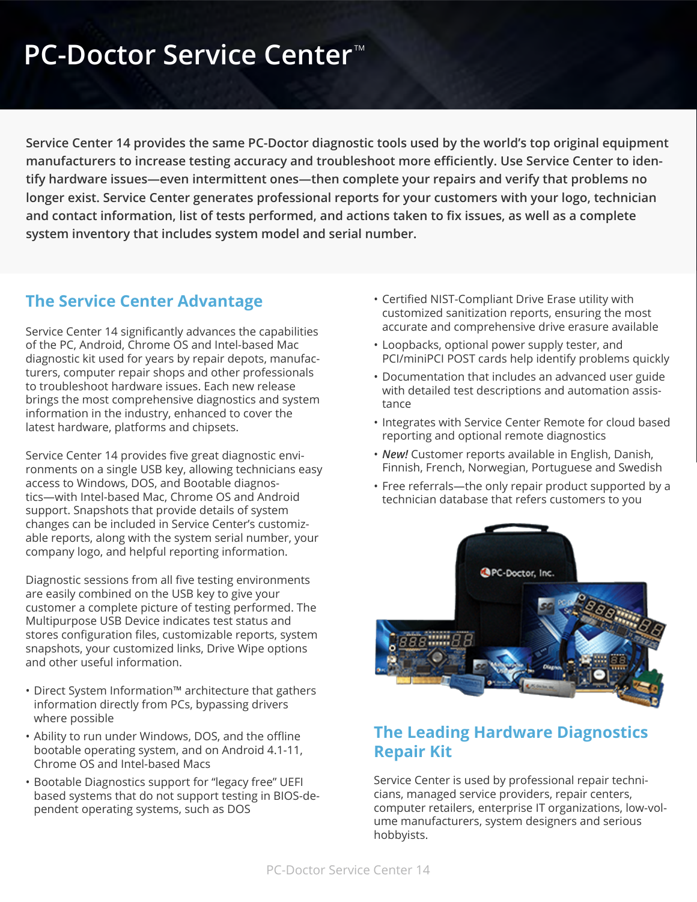# PC-Doctor Service Center™

**Service Center 14 provides the same PC-Doctor diagnostic tools used by the world's top original equipment manufacturers to increase testing accuracy and troubleshoot more efficiently. Use Service Center to identify hardware issues—even intermittent ones—then complete your repairs and verify that problems no longer exist. Service Center generates professional reports for your customers with your logo, technician and contact information, list of tests performed, and actions taken to fix issues, as well as a complete system inventory that includes system model and serial number.**

## The Service Center Advantage

Service Center 14 significantly advances the capabilities of the PC, Android, Chrome OS and Intel-based Mac diagnostic kit used for years by repair depots, manufacturers, computer repair shops and other professionals to troubleshoot hardware issues. Each new release brings the most comprehensive diagnostics and system information in the industry, enhanced to cover the latest hardware, platforms and chipsets.

Service Center 14 provides five great diagnostic environments on a single USB key, allowing technicians easy access to Windows, DOS, and Bootable diagnostics—with Intel-based Mac, Chrome OS and Android support. Snapshots that provide details of system changes can be included in Service Center's customizable reports, along with the system serial number, your company logo, and helpful reporting information.

Diagnostic sessions from all five testing environments are easily combined on the USB key to give your customer a complete picture of testing performed. The Multipurpose USB Device indicates test status and stores configuration files, customizable reports, system snapshots, your customized links, Drive Wipe options and other useful information.

- Direct System Information™ architecture that gathers information directly from PCs, bypassing drivers where possible
- Ability to run under Windows, DOS, and the offline bootable operating system, and on Android 4.1-11, Chrome OS and Intel-based Macs
- Bootable Diagnostics support for "legacy free" UEFI based systems that do not support testing in BIOS-dependent operating systems, such as DOS
- Certified NIST-Compliant Drive Erase utility with customized sanitization reports, ensuring the most accurate and comprehensive drive erasure available
- Loopbacks, optional power supply tester, and PCI/miniPCI POST cards help identify problems quickly
- Documentation that includes an advanced user guide with detailed test descriptions and automation assistance
- Integrates with Service Center Remote for cloud based reporting and optional remote diagnostics
- ***New!*** Customer reports available in English, Danish, Finnish, French, Norwegian, Portuguese and Swedish
- Free referrals—the only repair product supported by a technician database that refers customers to you

## The Leading Hardware Diagnostics Repair Kit

Service Center is used by professional repair technicians, managed service providers, repair centers, computer retailers, enterprise IT organizations, low-volume manufacturers, system designers and serious hobbyists.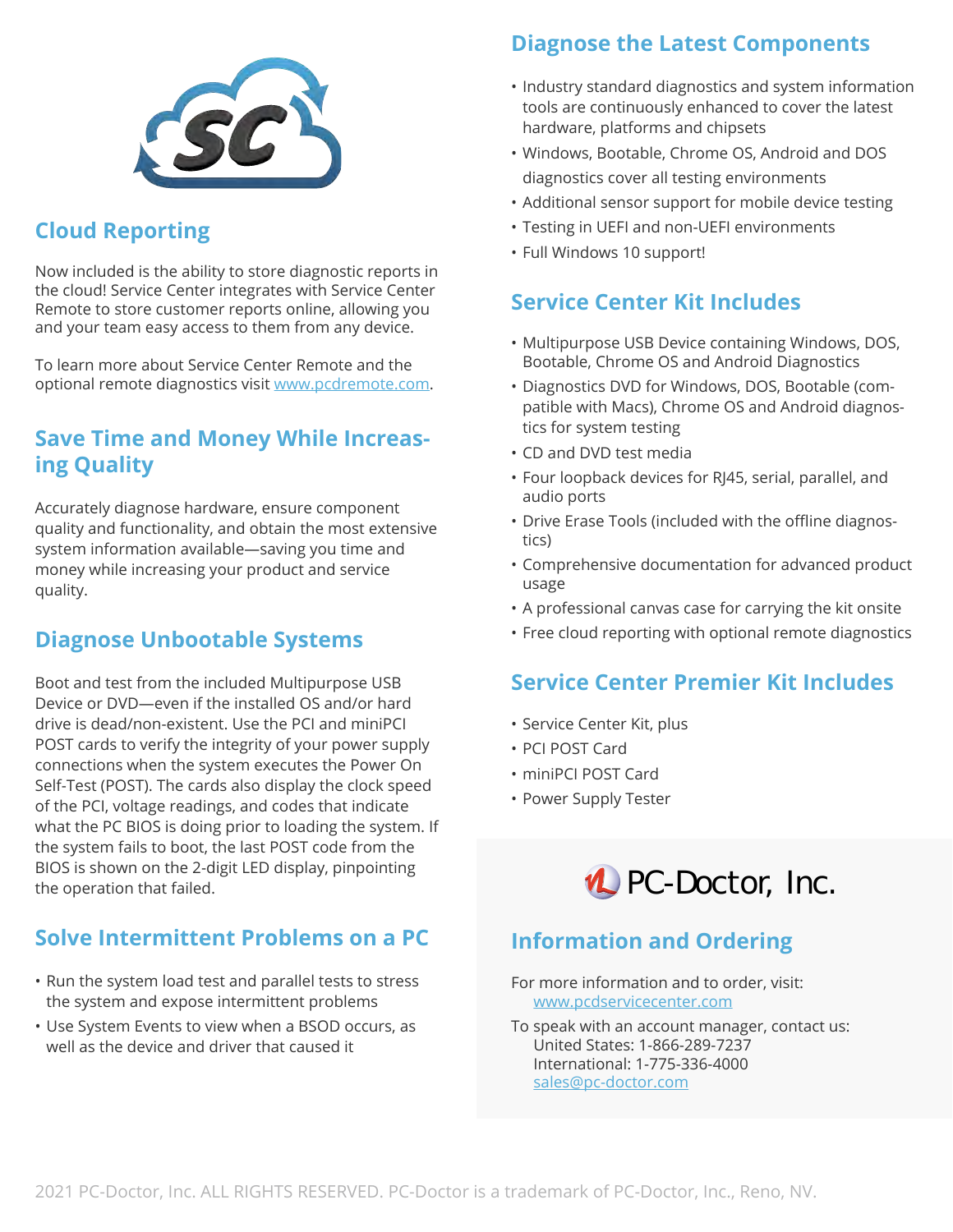## Cloud Reporting

Now included is the ability to store diagnostic reports in the cloud! Service Center integrates with Service Center Remote to store customer reports online, allowing you and your team easy access to them from any device.

To learn more about Service Center Remote and the optional remote diagnostics visit www.pcdremote.com.

## Save Time and Money While Increasing Quality

Accurately diagnose hardware, ensure component quality and functionality, and obtain the most extensive system information available—saving you time and money while increasing your product and service quality.

## Diagnose Unbootable Systems

Boot and test from the included Multipurpose USB Device or DVD—even if the installed OS and/or hard drive is dead/non-existent. Use the PCI and miniPCI POST cards to verify the integrity of your power supply connections when the system executes the Power On Self-Test (POST). The cards also display the clock speed of the PCI, voltage readings, and codes that indicate what the PC BIOS is doing prior to loading the system. If the system fails to boot, the last POST code from the BIOS is shown on the 2-digit LED display, pinpointing the operation that failed.

## Solve Intermittent Problems on a PC

- Run the system load test and parallel tests to stress the system and expose intermittent problems
- Use System Events to view when a BSOD occurs, as well as the device and driver that caused it

## Diagnose the Latest Components

- Industry standard diagnostics and system information tools are continuously enhanced to cover the latest hardware, platforms and chipsets
- Windows, Bootable, Chrome OS, Android and DOS diagnostics cover all testing environments
- Additional sensor support for mobile device testing
- Testing in UEFI and non-UEFI environments
- Full Windows 10 support!

## Service Center Kit Includes

- Multipurpose USB Device containing Windows, DOS, Bootable, Chrome OS and Android Diagnostics
- Diagnostics DVD for Windows, DOS, Bootable (compatible with Macs), Chrome OS and Android diagnostics for system testing
- CD and DVD test media
- Four loopback devices for RJ45, serial, parallel, and audio ports
- Drive Erase Tools (included with the offline diagnostics)
- Comprehensive documentation for advanced product usage
- A professional canvas case for carrying the kit onsite
- Free cloud reporting with optional remote diagnostics

## Service Center Premier Kit Includes

- Service Center Kit, plus
- PCI POST Card
- miniPCI POST Card
- Power Supply Tester

PC-Doctor, Inc.

## Information and Ordering

For more information and to order, visit:
www.pcdservicecenter.com

To speak with an account manager, contact us:
United States: 1-866-289-7237
International: 1-775-336-4000
sales@pc-doctor.com

2021 PC-Doctor, Inc. ALL RIGHTS RESERVED. PC-Doctor is a trademark of PC-Doctor, Inc., Reno, NV.